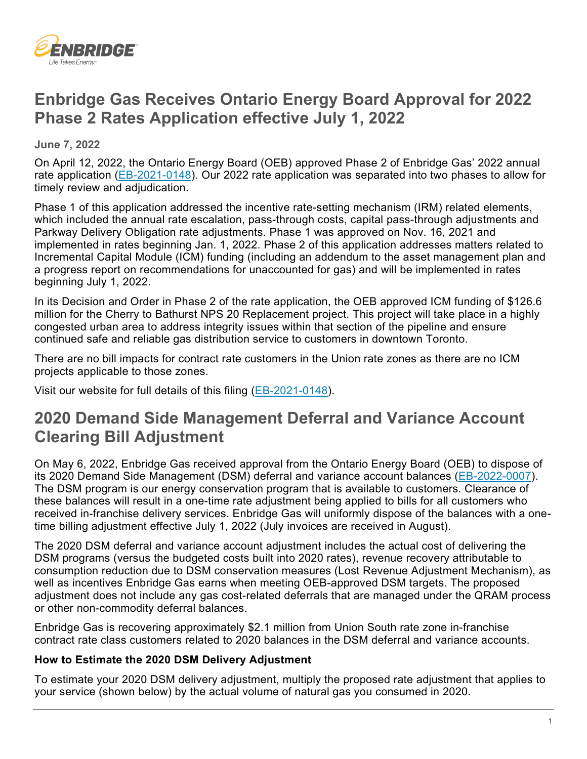# Enbridge Gas Receives Ontario Energy Board Approval for 2022 Phase 2 Rates Application effective July 1, 2022

**June 7, 2022**

On April 12, 2022, the Ontario Energy Board (OEB) approved Phase 2 of Enbridge Gas' 2022 annual rate application (EB-2021-0148). Our 2022 rate application was separated into two phases to allow for timely review and adjudication.

Phase 1 of this application addressed the incentive rate-setting mechanism (IRM) related elements, which included the annual rate escalation, pass-through costs, capital pass-through adjustments and Parkway Delivery Obligation rate adjustments. Phase 1 was approved on Nov. 16, 2021 and implemented in rates beginning Jan. 1, 2022. Phase 2 of this application addresses matters related to Incremental Capital Module (ICM) funding (including an addendum to the asset management plan and a progress report on recommendations for unaccounted for gas) and will be implemented in rates beginning July 1, 2022.

In its Decision and Order in Phase 2 of the rate application, the OEB approved ICM funding of $126.6 million for the Cherry to Bathurst NPS 20 Replacement project. This project will take place in a highly congested urban area to address integrity issues within that section of the pipeline and ensure continued safe and reliable gas distribution service to customers in downtown Toronto.

There are no bill impacts for contract rate customers in the Union rate zones as there are no ICM projects applicable to those zones.

Visit our website for full details of this filing (EB-2021-0148).

# 2020 Demand Side Management Deferral and Variance Account Clearing Bill Adjustment

On May 6, 2022, Enbridge Gas received approval from the Ontario Energy Board (OEB) to dispose of its 2020 Demand Side Management (DSM) deferral and variance account balances (EB-2022-0007). The DSM program is our energy conservation program that is available to customers. Clearance of these balances will result in a one-time rate adjustment being applied to bills for all customers who received in-franchise delivery services. Enbridge Gas will uniformly dispose of the balances with a one-time billing adjustment effective July 1, 2022 (July invoices are received in August).

The 2020 DSM deferral and variance account adjustment includes the actual cost of delivering the DSM programs (versus the budgeted costs built into 2020 rates), revenue recovery attributable to consumption reduction due to DSM conservation measures (Lost Revenue Adjustment Mechanism), as well as incentives Enbridge Gas earns when meeting OEB-approved DSM targets. The proposed adjustment does not include any gas cost-related deferrals that are managed under the QRAM process or other non-commodity deferral balances.

Enbridge Gas is recovering approximately $2.1 million from Union South rate zone in-franchise contract rate class customers related to 2020 balances in the DSM deferral and variance accounts.

### How to Estimate the 2020 DSM Delivery Adjustment

To estimate your 2020 DSM delivery adjustment, multiply the proposed rate adjustment that applies to your service (shown below) by the actual volume of natural gas you consumed in 2020.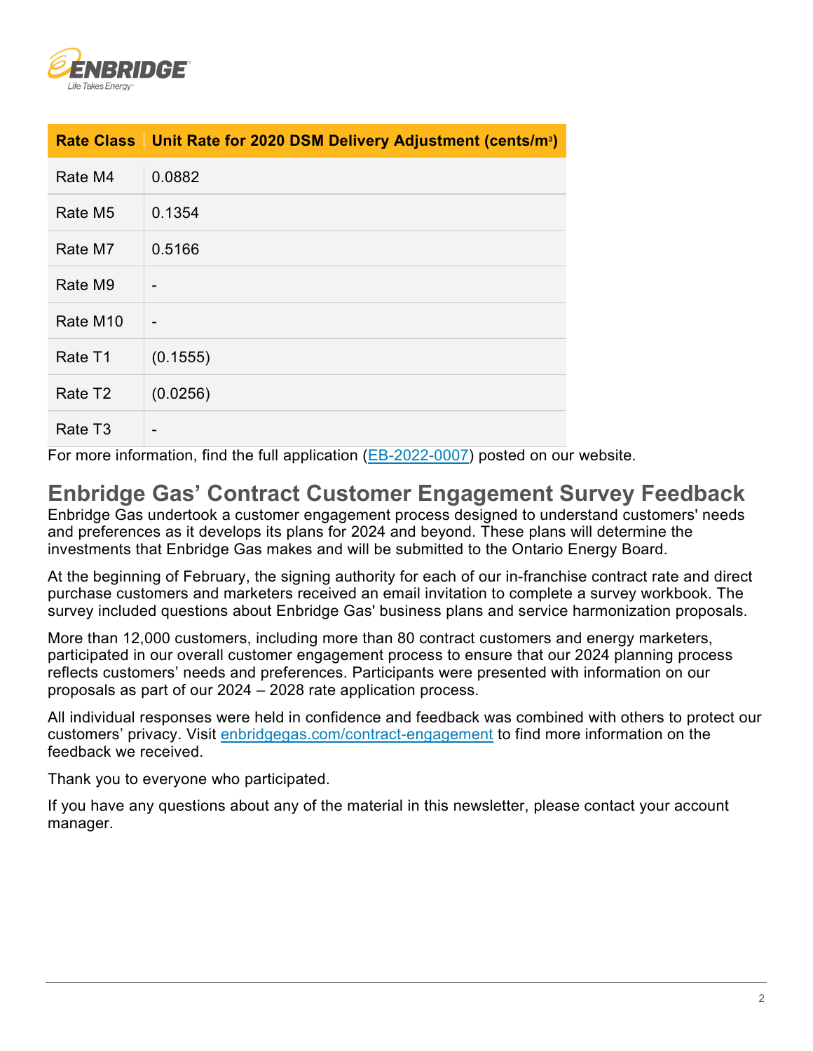| Rate Class | Unit Rate for 2020 DSM Delivery Adjustment (cents/m³) |
|---|---|
| Rate M4 | 0.0882 |
| Rate M5 | 0.1354 |
| Rate M7 | 0.5166 |
| Rate M9 | - |
| Rate M10 | - |
| Rate T1 | (0.1555) |
| Rate T2 | (0.0256) |
| Rate T3 | - |

For more information, find the full application (EB-2022-0007) posted on our website.

## Enbridge Gas' Contract Customer Engagement Survey Feedback

Enbridge Gas undertook a customer engagement process designed to understand customers' needs and preferences as it develops its plans for 2024 and beyond. These plans will determine the investments that Enbridge Gas makes and will be submitted to the Ontario Energy Board.

At the beginning of February, the signing authority for each of our in-franchise contract rate and direct purchase customers and marketers received an email invitation to complete a survey workbook. The survey included questions about Enbridge Gas' business plans and service harmonization proposals.

More than 12,000 customers, including more than 80 contract customers and energy marketers, participated in our overall customer engagement process to ensure that our 2024 planning process reflects customers' needs and preferences. Participants were presented with information on our proposals as part of our 2024 – 2028 rate application process.

All individual responses were held in confidence and feedback was combined with others to protect our customers' privacy. Visit enbridgegas.com/contract-engagement to find more information on the feedback we received.

Thank you to everyone who participated.

If you have any questions about any of the material in this newsletter, please contact your account manager.